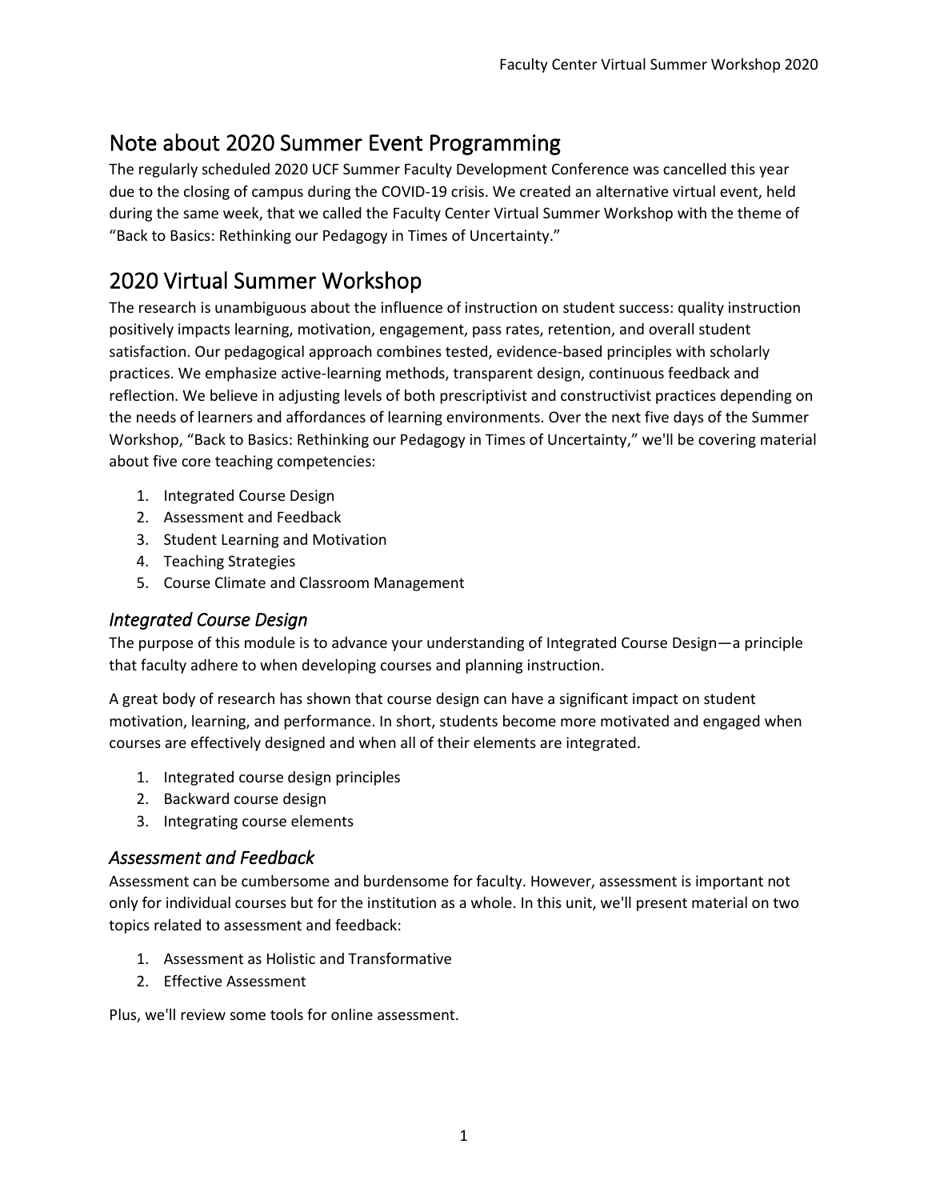## Note about 2020 Summer Event Programming

The regularly scheduled 2020 UCF Summer Faculty Development Conference was cancelled this year due to the closing of campus during the COVID-19 crisis. We created an alternative virtual event, held during the same week, that we called the Faculty Center Virtual Summer Workshop with the theme of "Back to Basics: Rethinking our Pedagogy in Times of Uncertainty."

## 2020 Virtual Summer Workshop

The research is unambiguous about the influence of instruction on student success: quality instruction positively impacts learning, motivation, engagement, pass rates, retention, and overall student satisfaction. Our pedagogical approach combines tested, evidence-based principles with scholarly practices. We emphasize active-learning methods, transparent design, continuous feedback and reflection. We believe in adjusting levels of both prescriptivist and constructivist practices depending on the needs of learners and affordances of learning environments. Over the next five days of the Summer Workshop, "Back to Basics: Rethinking our Pedagogy in Times of Uncertainty," we'll be covering material about five core teaching competencies:

1. Integrated Course Design
2. Assessment and Feedback
3. Student Learning and Motivation
4. Teaching Strategies
5. Course Climate and Classroom Management

### *Integrated Course Design*

The purpose of this module is to advance your understanding of Integrated Course Design—a principle that faculty adhere to when developing courses and planning instruction.

A great body of research has shown that course design can have a significant impact on student motivation, learning, and performance. In short, students become more motivated and engaged when courses are effectively designed and when all of their elements are integrated.

1. Integrated course design principles
2. Backward course design
3. Integrating course elements

### *Assessment and Feedback*

Assessment can be cumbersome and burdensome for faculty. However, assessment is important not only for individual courses but for the institution as a whole. In this unit, we'll present material on two topics related to assessment and feedback:

1. Assessment as Holistic and Transformative
2. Effective Assessment

Plus, we'll review some tools for online assessment.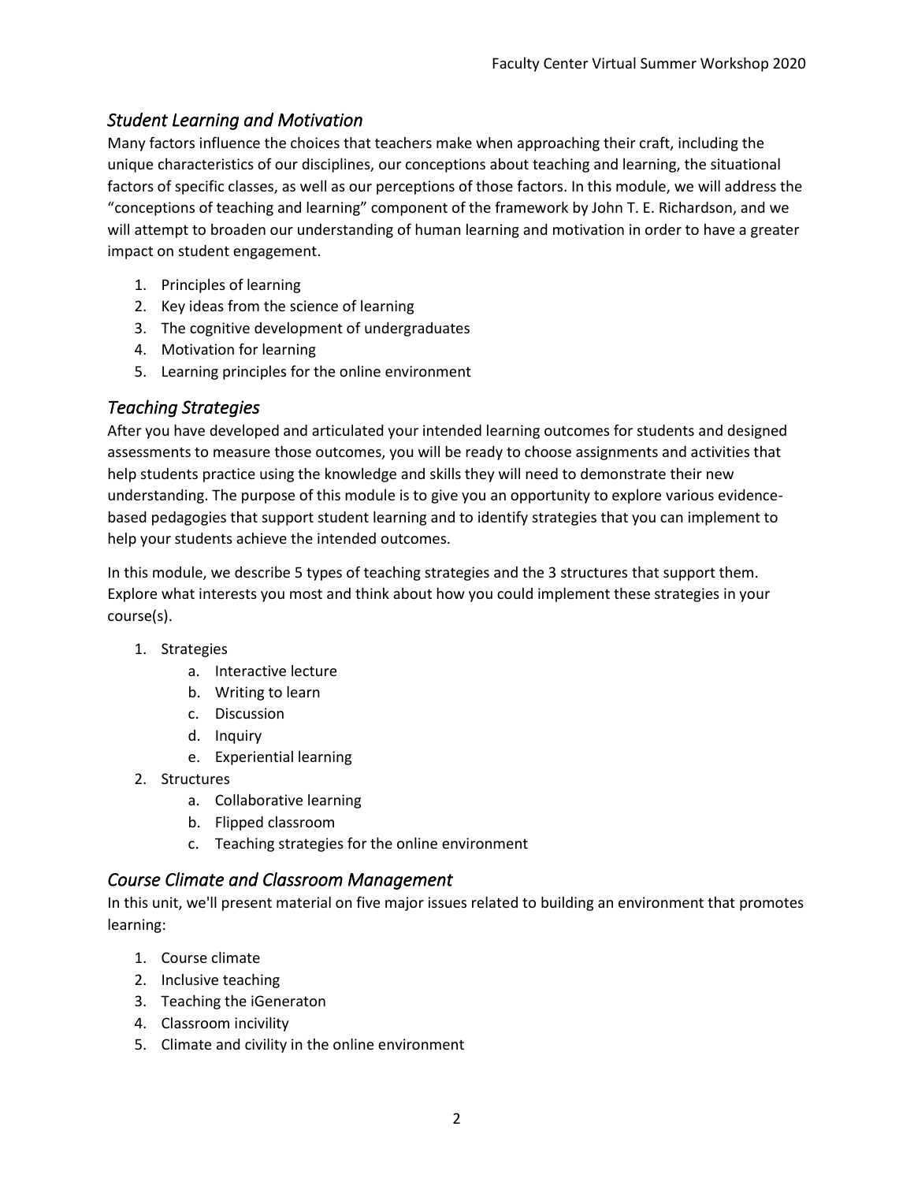## *Student Learning and Motivation*

Many factors influence the choices that teachers make when approaching their craft, including the unique characteristics of our disciplines, our conceptions about teaching and learning, the situational factors of specific classes, as well as our perceptions of those factors. In this module, we will address the "conceptions of teaching and learning" component of the framework by John T. E. Richardson, and we will attempt to broaden our understanding of human learning and motivation in order to have a greater impact on student engagement.

1. Principles of learning
2. Key ideas from the science of learning
3. The cognitive development of undergraduates
4. Motivation for learning
5. Learning principles for the online environment

## *Teaching Strategies*

After you have developed and articulated your intended learning outcomes for students and designed assessments to measure those outcomes, you will be ready to choose assignments and activities that help students practice using the knowledge and skills they will need to demonstrate their new understanding. The purpose of this module is to give you an opportunity to explore various evidence-based pedagogies that support student learning and to identify strategies that you can implement to help your students achieve the intended outcomes.

In this module, we describe 5 types of teaching strategies and the 3 structures that support them. Explore what interests you most and think about how you could implement these strategies in your course(s).

1. Strategies
    a. Interactive lecture
    b. Writing to learn
    c. Discussion
    d. Inquiry
    e. Experiential learning
2. Structures
    a. Collaborative learning
    b. Flipped classroom
    c. Teaching strategies for the online environment

## *Course Climate and Classroom Management*

In this unit, we'll present material on five major issues related to building an environment that promotes learning:

1. Course climate
2. Inclusive teaching
3. Teaching the iGeneraton
4. Classroom incivility
5. Climate and civility in the online environment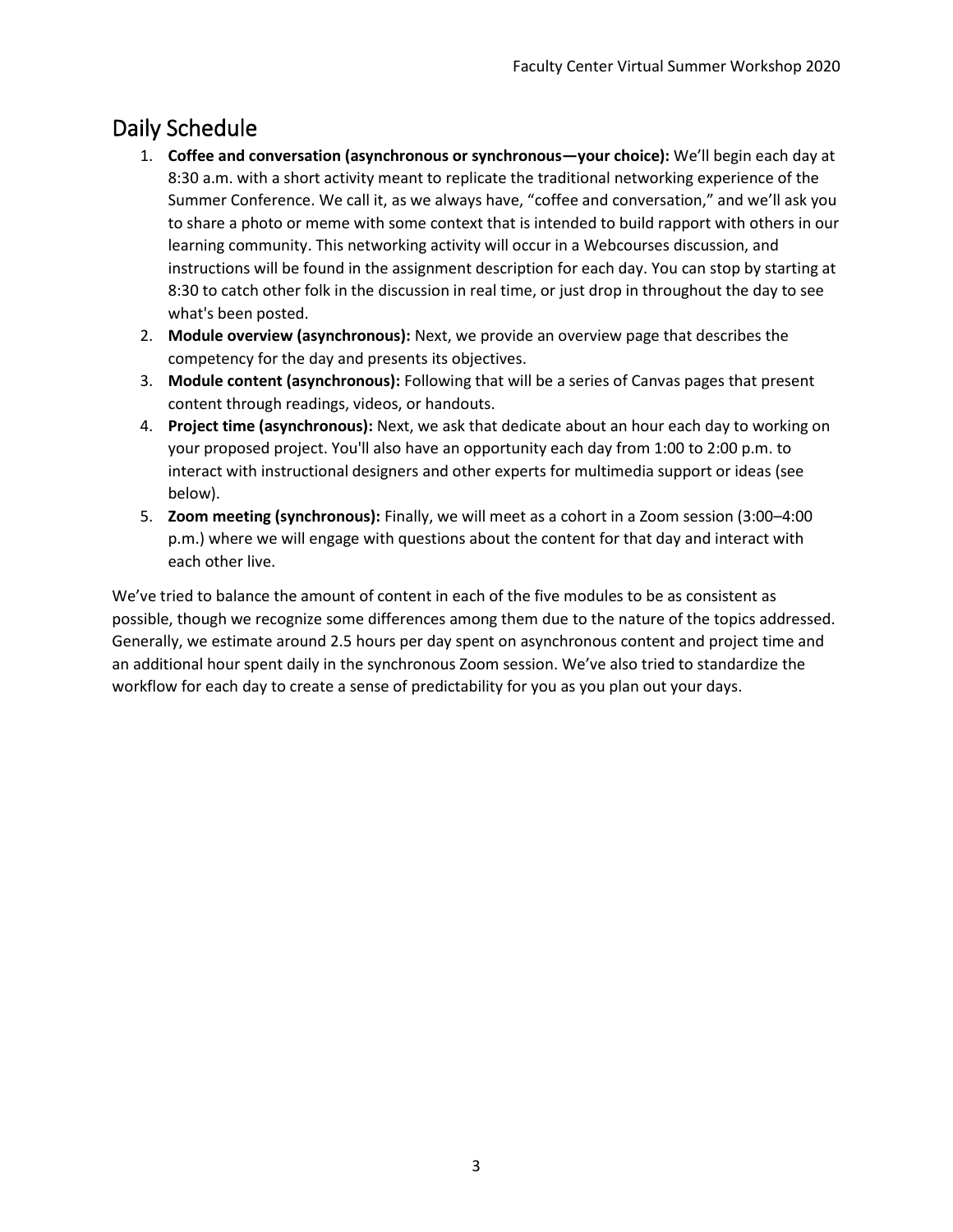## Daily Schedule

1. **Coffee and conversation (asynchronous or synchronous—your choice):** We'll begin each day at 8:30 a.m. with a short activity meant to replicate the traditional networking experience of the Summer Conference. We call it, as we always have, "coffee and conversation," and we'll ask you to share a photo or meme with some context that is intended to build rapport with others in our learning community. This networking activity will occur in a Webcourses discussion, and instructions will be found in the assignment description for each day. You can stop by starting at 8:30 to catch other folk in the discussion in real time, or just drop in throughout the day to see what's been posted.
2. **Module overview (asynchronous):** Next, we provide an overview page that describes the competency for the day and presents its objectives.
3. **Module content (asynchronous):** Following that will be a series of Canvas pages that present content through readings, videos, or handouts.
4. **Project time (asynchronous):** Next, we ask that dedicate about an hour each day to working on your proposed project. You'll also have an opportunity each day from 1:00 to 2:00 p.m. to interact with instructional designers and other experts for multimedia support or ideas (see below).
5. **Zoom meeting (synchronous):** Finally, we will meet as a cohort in a Zoom session (3:00–4:00 p.m.) where we will engage with questions about the content for that day and interact with each other live.

We've tried to balance the amount of content in each of the five modules to be as consistent as possible, though we recognize some differences among them due to the nature of the topics addressed. Generally, we estimate around 2.5 hours per day spent on asynchronous content and project time and an additional hour spent daily in the synchronous Zoom session. We've also tried to standardize the workflow for each day to create a sense of predictability for you as you plan out your days.